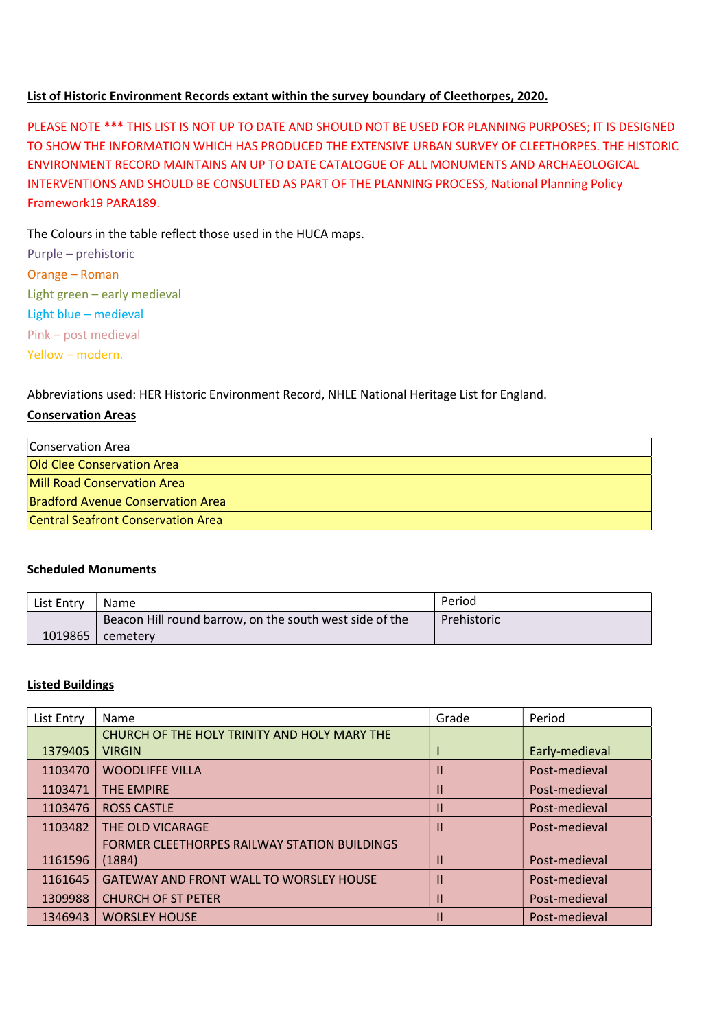**List of Historic Environment Records extant within the survey boundary of Cleethorpes, 2020.**

PLEASE NOTE *** THIS LIST IS NOT UP TO DATE AND SHOULD NOT BE USED FOR PLANNING PURPOSES; IT IS DESIGNED TO SHOW THE INFORMATION WHICH HAS PRODUCED THE EXTENSIVE URBAN SURVEY OF CLEETHORPES. THE HISTORIC ENVIRONMENT RECORD MAINTAINS AN UP TO DATE CATALOGUE OF ALL MONUMENTS AND ARCHAEOLOGICAL INTERVENTIONS AND SHOULD BE CONSULTED AS PART OF THE PLANNING PROCESS, National Planning Policy Framework19 PARA189.

The Colours in the table reflect those used in the HUCA maps.

Purple – prehistoric

Orange – Roman

Light green – early medieval

Light blue – medieval

Pink – post medieval

Yellow – modern.

Abbreviations used: HER Historic Environment Record, NHLE National Heritage List for England.

**Conservation Areas**

| Conservation Area |
|---|
| Old Clee Conservation Area |
| Mill Road Conservation Area |
| Bradford Avenue Conservation Area |
| Central Seafront Conservation Area |

**Scheduled Monuments**

| List Entry | Name | Period |
|---|---|---|
| 1019865 | Beacon Hill round barrow, on the south west side of the cemetery | Prehistoric |

**Listed Buildings**

| List Entry | Name | Grade | Period |
|---|---|---|---|
| 1379405 | CHURCH OF THE HOLY TRINITY AND HOLY MARY THE VIRGIN | I | Early-medieval |
| 1103470 | WOODLIFFE VILLA | II | Post-medieval |
| 1103471 | THE EMPIRE | II | Post-medieval |
| 1103476 | ROSS CASTLE | II | Post-medieval |
| 1103482 | THE OLD VICARAGE | II | Post-medieval |
| 1161596 | FORMER CLEETHORPES RAILWAY STATION BUILDINGS (1884) | II | Post-medieval |
| 1161645 | GATEWAY AND FRONT WALL TO WORSLEY HOUSE | II | Post-medieval |
| 1309988 | CHURCH OF ST PETER | II | Post-medieval |
| 1346943 | WORSLEY HOUSE | II | Post-medieval |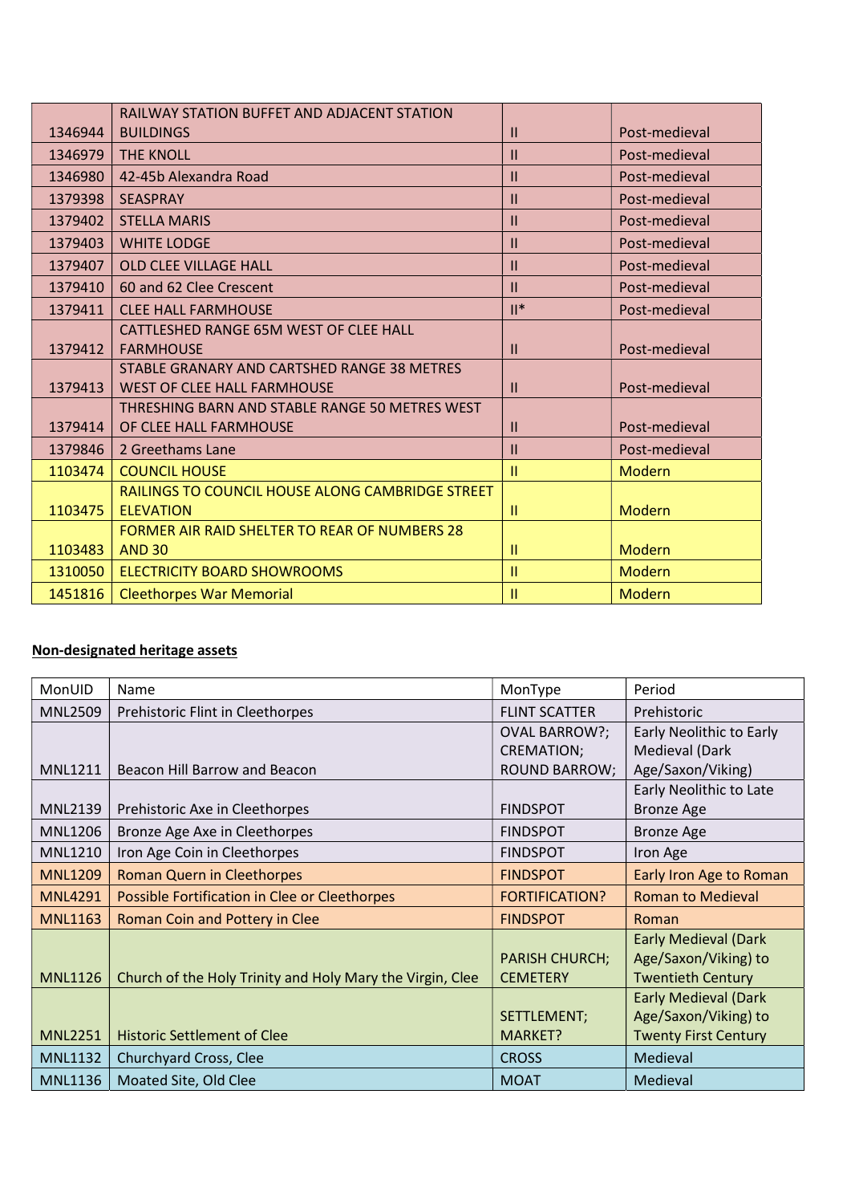| | | | |
|---|---|---|---|
| 1346944 | RAILWAY STATION BUFFET AND ADJACENT STATION BUILDINGS | II | Post-medieval |
| 1346979 | THE KNOLL | II | Post-medieval |
| 1346980 | 42-45b Alexandra Road | II | Post-medieval |
| 1379398 | SEASPRAY | II | Post-medieval |
| 1379402 | STELLA MARIS | II | Post-medieval |
| 1379403 | WHITE LODGE | II | Post-medieval |
| 1379407 | OLD CLEE VILLAGE HALL | II | Post-medieval |
| 1379410 | 60 and 62 Clee Crescent | II | Post-medieval |
| 1379411 | CLEE HALL FARMHOUSE | II* | Post-medieval |
| 1379412 | CATTLESHED RANGE 65M WEST OF CLEE HALL FARMHOUSE | II | Post-medieval |
| 1379413 | STABLE GRANARY AND CARTSHED RANGE 38 METRES WEST OF CLEE HALL FARMHOUSE | II | Post-medieval |
| 1379414 | THRESHING BARN AND STABLE RANGE 50 METRES WEST OF CLEE HALL FARMHOUSE | II | Post-medieval |
| 1379846 | 2 Greethams Lane | II | Post-medieval |
| 1103474 | COUNCIL HOUSE | II | Modern |
| 1103475 | RAILINGS TO COUNCIL HOUSE ALONG CAMBRIDGE STREET ELEVATION | II | Modern |
| 1103483 | FORMER AIR RAID SHELTER TO REAR OF NUMBERS 28 AND 30 | II | Modern |
| 1310050 | ELECTRICITY BOARD SHOWROOMS | II | Modern |
| 1451816 | Cleethorpes War Memorial | II | Modern |

**Non-designated heritage assets**

| MonUID | Name | MonType | Period |
|---|---|---|---|
| MNL2509 | Prehistoric Flint in Cleethorpes | FLINT SCATTER | Prehistoric |
| MNL1211 | Beacon Hill Barrow and Beacon | OVAL BARROW?; CREMATION; ROUND BARROW; | Early Neolithic to Early Medieval (Dark Age/Saxon/Viking) |
| MNL2139 | Prehistoric Axe in Cleethorpes | FINDSPOT | Early Neolithic to Late Bronze Age |
| MNL1206 | Bronze Age Axe in Cleethorpes | FINDSPOT | Bronze Age |
| MNL1210 | Iron Age Coin in Cleethorpes | FINDSPOT | Iron Age |
| MNL1209 | Roman Quern in Cleethorpes | FINDSPOT | Early Iron Age to Roman |
| MNL4291 | Possible Fortification in Clee or Cleethorpes | FORTIFICATION? | Roman to Medieval |
| MNL1163 | Roman Coin and Pottery in Clee | FINDSPOT | Roman |
| MNL1126 | Church of the Holy Trinity and Holy Mary the Virgin, Clee | PARISH CHURCH; CEMETERY | Early Medieval (Dark Age/Saxon/Viking) to Twentieth Century |
| MNL2251 | Historic Settlement of Clee | SETTLEMENT; MARKET? | Early Medieval (Dark Age/Saxon/Viking) to Twenty First Century |
| MNL1132 | Churchyard Cross, Clee | CROSS | Medieval |
| MNL1136 | Moated Site, Old Clee | MOAT | Medieval |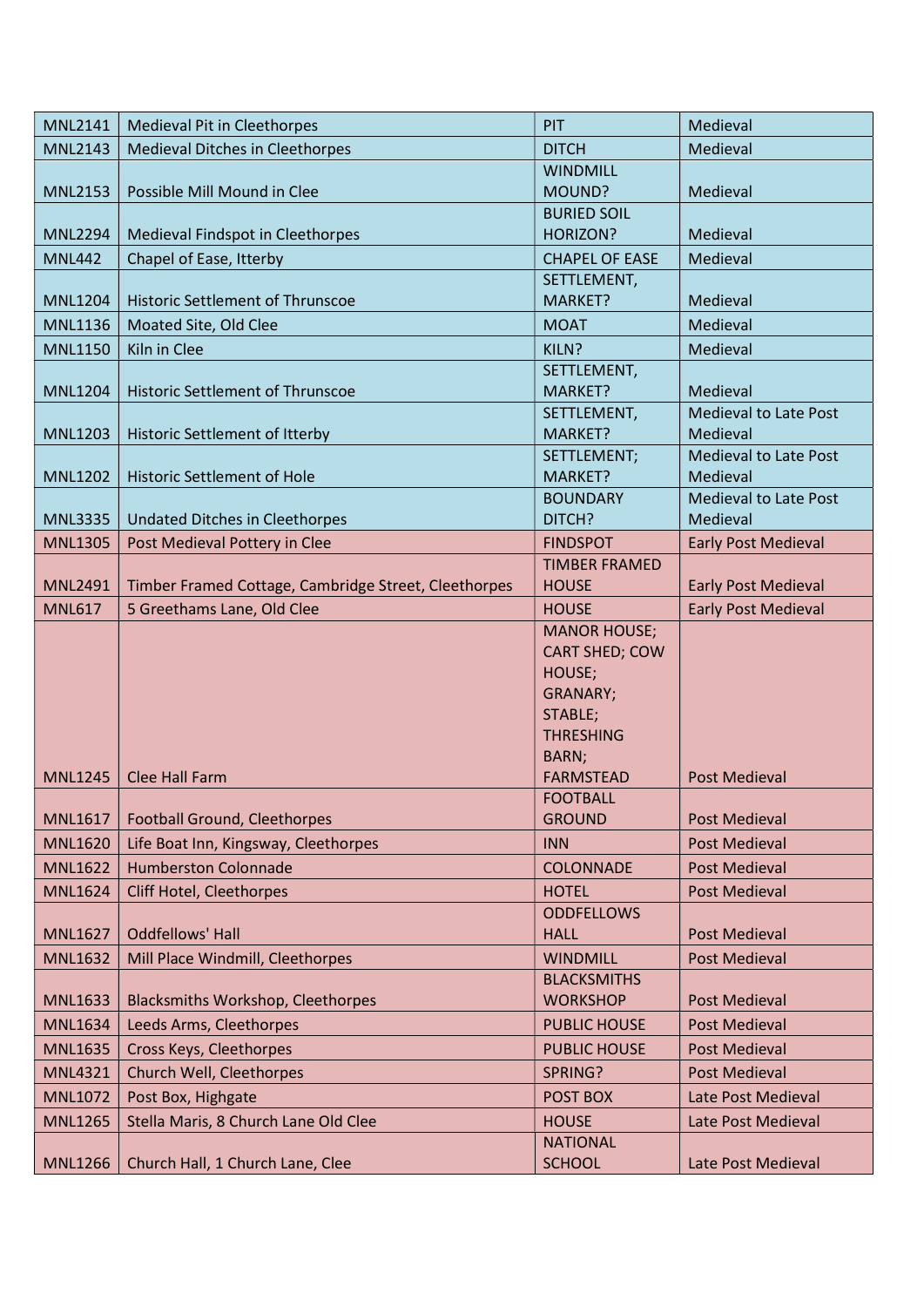| MNL2141 | Medieval Pit in Cleethorpes | PIT | Medieval |
|---|---|---|---|
| MNL2143 | Medieval Ditches in Cleethorpes | DITCH | Medieval |
| MNL2153 | Possible Mill Mound in Clee | WINDMILL MOUND? | Medieval |
| MNL2294 | Medieval Findspot in Cleethorpes | BURIED SOIL HORIZON? | Medieval |
| MNL442 | Chapel of Ease, Itterby | CHAPEL OF EASE | Medieval |
| MNL1204 | Historic Settlement of Thrunscoe | SETTLEMENT, MARKET? | Medieval |
| MNL1136 | Moated Site, Old Clee | MOAT | Medieval |
| MNL1150 | Kiln in Clee | KILN? | Medieval |
| MNL1204 | Historic Settlement of Thrunscoe | SETTLEMENT, MARKET? | Medieval |
| MNL1203 | Historic Settlement of Itterby | SETTLEMENT, MARKET? | Medieval to Late Post Medieval |
| MNL1202 | Historic Settlement of Hole | SETTLEMENT; MARKET? | Medieval to Late Post Medieval |
| MNL3335 | Undated Ditches in Cleethorpes | BOUNDARY DITCH? | Medieval to Late Post Medieval |
| MNL1305 | Post Medieval Pottery in Clee | FINDSPOT | Early Post Medieval |
| MNL2491 | Timber Framed Cottage, Cambridge Street, Cleethorpes | TIMBER FRAMED HOUSE | Early Post Medieval |
| MNL617 | 5 Greethams Lane, Old Clee | HOUSE | Early Post Medieval |
| MNL1245 | Clee Hall Farm | MANOR HOUSE; CART SHED; COW HOUSE; GRANARY; STABLE; THRESHING BARN; FARMSTEAD | Post Medieval |
| MNL1617 | Football Ground, Cleethorpes | FOOTBALL GROUND | Post Medieval |
| MNL1620 | Life Boat Inn, Kingsway, Cleethorpes | INN | Post Medieval |
| MNL1622 | Humberston Colonnade | COLONNADE | Post Medieval |
| MNL1624 | Cliff Hotel, Cleethorpes | HOTEL | Post Medieval |
| MNL1627 | Oddfellows' Hall | ODDFELLOWS HALL | Post Medieval |
| MNL1632 | Mill Place Windmill, Cleethorpes | WINDMILL | Post Medieval |
| MNL1633 | Blacksmiths Workshop, Cleethorpes | BLACKSMITHS WORKSHOP | Post Medieval |
| MNL1634 | Leeds Arms, Cleethorpes | PUBLIC HOUSE | Post Medieval |
| MNL1635 | Cross Keys, Cleethorpes | PUBLIC HOUSE | Post Medieval |
| MNL4321 | Church Well, Cleethorpes | SPRING? | Post Medieval |
| MNL1072 | Post Box, Highgate | POST BOX | Late Post Medieval |
| MNL1265 | Stella Maris, 8 Church Lane Old Clee | HOUSE | Late Post Medieval |
| MNL1266 | Church Hall, 1 Church Lane, Clee | NATIONAL SCHOOL | Late Post Medieval |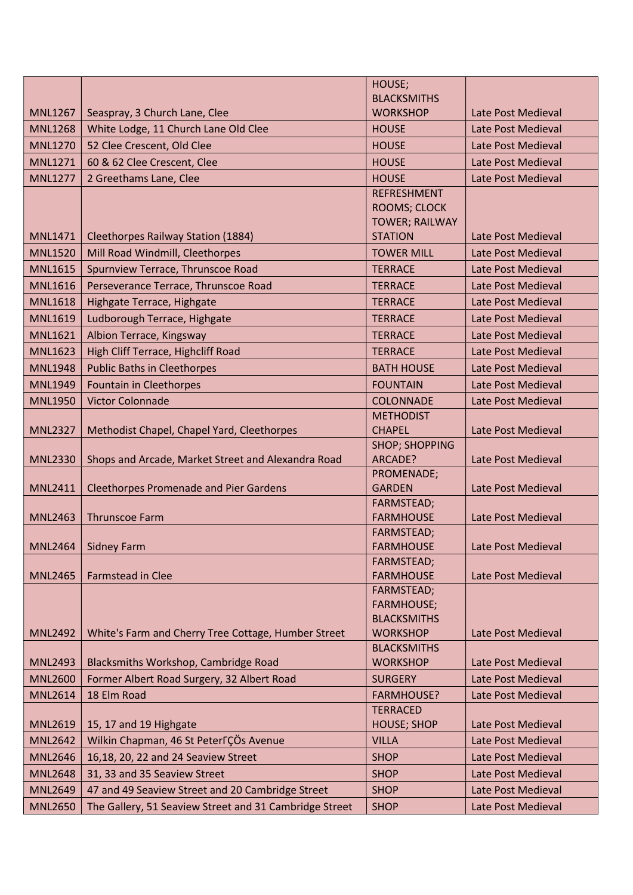| MNL1267 | Seaspray, 3 Church Lane, Clee | HOUSE; BLACKSMITHS WORKSHOP | Late Post Medieval |
|---|---|---|---|
| MNL1268 | White Lodge, 11 Church Lane Old Clee | HOUSE | Late Post Medieval |
| MNL1270 | 52 Clee Crescent, Old Clee | HOUSE | Late Post Medieval |
| MNL1271 | 60 & 62 Clee Crescent, Clee | HOUSE | Late Post Medieval |
| MNL1277 | 2 Greethams Lane, Clee | HOUSE | Late Post Medieval |
| MNL1471 | Cleethorpes Railway Station (1884) | REFRESHMENT ROOMS; CLOCK TOWER; RAILWAY STATION | Late Post Medieval |
| MNL1520 | Mill Road Windmill, Cleethorpes | TOWER MILL | Late Post Medieval |
| MNL1615 | Spurnview Terrace, Thrunscoe Road | TERRACE | Late Post Medieval |
| MNL1616 | Perseverance Terrace, Thrunscoe Road | TERRACE | Late Post Medieval |
| MNL1618 | Highgate Terrace, Highgate | TERRACE | Late Post Medieval |
| MNL1619 | Ludborough Terrace, Highgate | TERRACE | Late Post Medieval |
| MNL1621 | Albion Terrace, Kingsway | TERRACE | Late Post Medieval |
| MNL1623 | High Cliff Terrace, Highcliff Road | TERRACE | Late Post Medieval |
| MNL1948 | Public Baths in Cleethorpes | BATH HOUSE | Late Post Medieval |
| MNL1949 | Fountain in Cleethorpes | FOUNTAIN | Late Post Medieval |
| MNL1950 | Victor Colonnade | COLONNADE | Late Post Medieval |
| MNL2327 | Methodist Chapel, Chapel Yard, Cleethorpes | METHODIST CHAPEL | Late Post Medieval |
| MNL2330 | Shops and Arcade, Market Street and Alexandra Road | SHOP; SHOPPING ARCADE? | Late Post Medieval |
| MNL2411 | Cleethorpes Promenade and Pier Gardens | PROMENADE; GARDEN | Late Post Medieval |
| MNL2463 | Thrunscoe Farm | FARMSTEAD; FARMHOUSE | Late Post Medieval |
| MNL2464 | Sidney Farm | FARMSTEAD; FARMHOUSE | Late Post Medieval |
| MNL2465 | Farmstead in Clee | FARMSTEAD; FARMHOUSE | Late Post Medieval |
| MNL2492 | White's Farm and Cherry Tree Cottage, Humber Street | FARMSTEAD; FARMHOUSE; BLACKSMITHS WORKSHOP | Late Post Medieval |
| MNL2493 | Blacksmiths Workshop, Cambridge Road | BLACKSMITHS WORKSHOP | Late Post Medieval |
| MNL2600 | Former Albert Road Surgery, 32 Albert Road | SURGERY | Late Post Medieval |
| MNL2614 | 18 Elm Road | FARMHOUSE? | Late Post Medieval |
| MNL2619 | 15, 17 and 19 Highgate | TERRACED HOUSE; SHOP | Late Post Medieval |
| MNL2642 | Wilkin Chapman, 46 St PeterΓÇÖs Avenue | VILLA | Late Post Medieval |
| MNL2646 | 16,18, 20, 22 and 24 Seaview Street | SHOP | Late Post Medieval |
| MNL2648 | 31, 33 and 35 Seaview Street | SHOP | Late Post Medieval |
| MNL2649 | 47 and 49 Seaview Street and 20 Cambridge Street | SHOP | Late Post Medieval |
| MNL2650 | The Gallery, 51 Seaview Street and 31 Cambridge Street | SHOP | Late Post Medieval |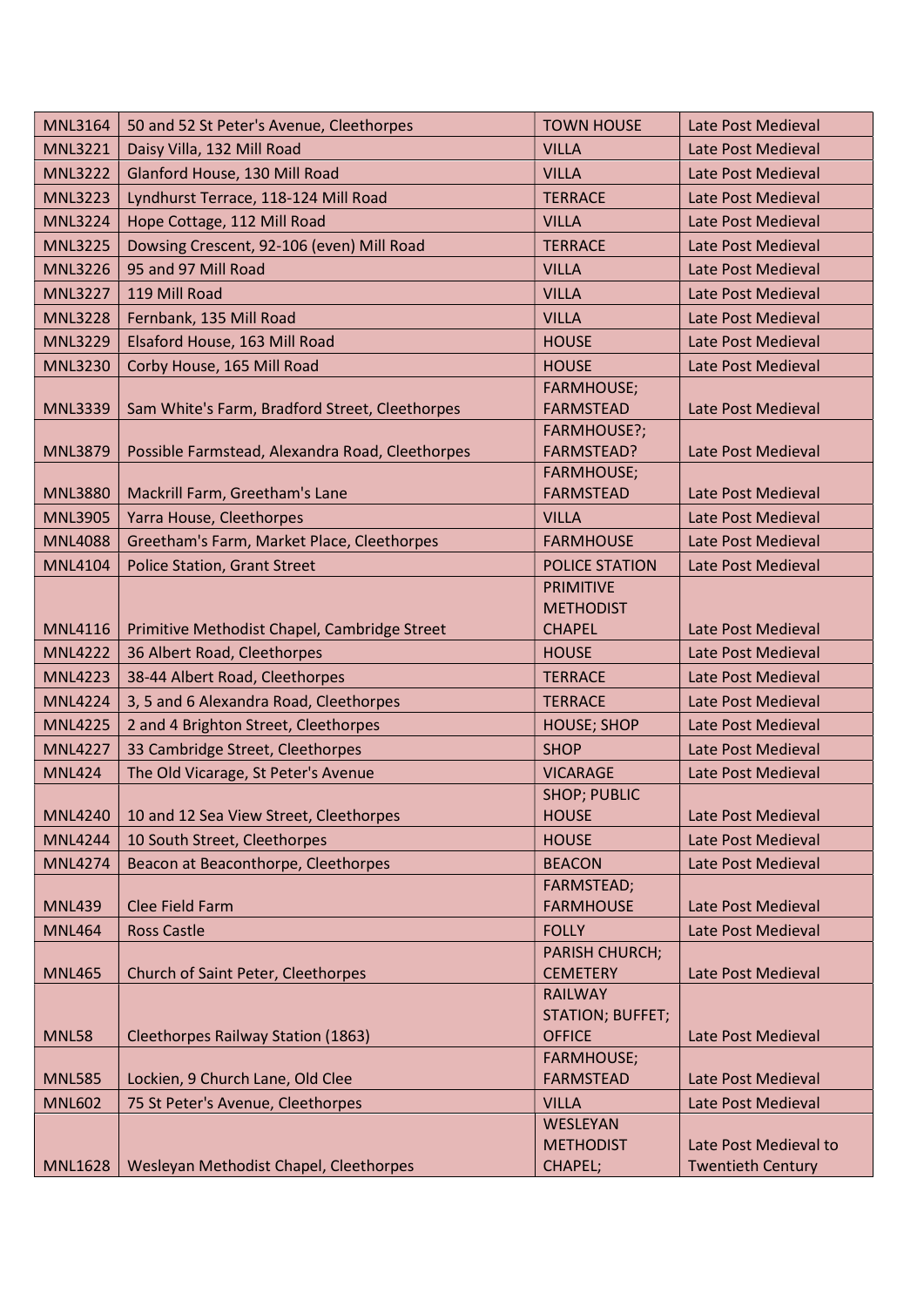| | | | |
|---|---|---|---|
| MNL3164 | 50 and 52 St Peter's Avenue, Cleethorpes | TOWN HOUSE | Late Post Medieval |
| MNL3221 | Daisy Villa, 132 Mill Road | VILLA | Late Post Medieval |
| MNL3222 | Glanford House, 130 Mill Road | VILLA | Late Post Medieval |
| MNL3223 | Lyndhurst Terrace, 118-124 Mill Road | TERRACE | Late Post Medieval |
| MNL3224 | Hope Cottage, 112 Mill Road | VILLA | Late Post Medieval |
| MNL3225 | Dowsing Crescent, 92-106 (even) Mill Road | TERRACE | Late Post Medieval |
| MNL3226 | 95 and 97 Mill Road | VILLA | Late Post Medieval |
| MNL3227 | 119 Mill Road | VILLA | Late Post Medieval |
| MNL3228 | Fernbank, 135 Mill Road | VILLA | Late Post Medieval |
| MNL3229 | Elsaford House, 163 Mill Road | HOUSE | Late Post Medieval |
| MNL3230 | Corby House, 165 Mill Road | HOUSE | Late Post Medieval |
| MNL3339 | Sam White's Farm, Bradford Street, Cleethorpes | FARMHOUSE; FARMSTEAD | Late Post Medieval |
| MNL3879 | Possible Farmstead, Alexandra Road, Cleethorpes | FARMHOUSE?; FARMSTEAD? | Late Post Medieval |
| MNL3880 | Mackrill Farm, Greetham's Lane | FARMHOUSE; FARMSTEAD | Late Post Medieval |
| MNL3905 | Yarra House, Cleethorpes | VILLA | Late Post Medieval |
| MNL4088 | Greetham's Farm, Market Place, Cleethorpes | FARMHOUSE | Late Post Medieval |
| MNL4104 | Police Station, Grant Street | POLICE STATION | Late Post Medieval |
| MNL4116 | Primitive Methodist Chapel, Cambridge Street | PRIMITIVE METHODIST CHAPEL | Late Post Medieval |
| MNL4222 | 36 Albert Road, Cleethorpes | HOUSE | Late Post Medieval |
| MNL4223 | 38-44 Albert Road, Cleethorpes | TERRACE | Late Post Medieval |
| MNL4224 | 3, 5 and 6 Alexandra Road, Cleethorpes | TERRACE | Late Post Medieval |
| MNL4225 | 2 and 4 Brighton Street, Cleethorpes | HOUSE; SHOP | Late Post Medieval |
| MNL4227 | 33 Cambridge Street, Cleethorpes | SHOP | Late Post Medieval |
| MNL424 | The Old Vicarage, St Peter's Avenue | VICARAGE | Late Post Medieval |
| MNL4240 | 10 and 12 Sea View Street, Cleethorpes | SHOP; PUBLIC HOUSE | Late Post Medieval |
| MNL4244 | 10 South Street, Cleethorpes | HOUSE | Late Post Medieval |
| MNL4274 | Beacon at Beaconthorpe, Cleethorpes | BEACON | Late Post Medieval |
| MNL439 | Clee Field Farm | FARMSTEAD; FARMHOUSE | Late Post Medieval |
| MNL464 | Ross Castle | FOLLY | Late Post Medieval |
| MNL465 | Church of Saint Peter, Cleethorpes | PARISH CHURCH; CEMETERY | Late Post Medieval |
| MNL58 | Cleethorpes Railway Station (1863) | RAILWAY STATION; BUFFET; OFFICE | Late Post Medieval |
| MNL585 | Lockien, 9 Church Lane, Old Clee | FARMHOUSE; FARMSTEAD | Late Post Medieval |
| MNL602 | 75 St Peter's Avenue, Cleethorpes | VILLA | Late Post Medieval |
| MNL1628 | Wesleyan Methodist Chapel, Cleethorpes | WESLEYAN METHODIST CHAPEL; | Late Post Medieval to Twentieth Century |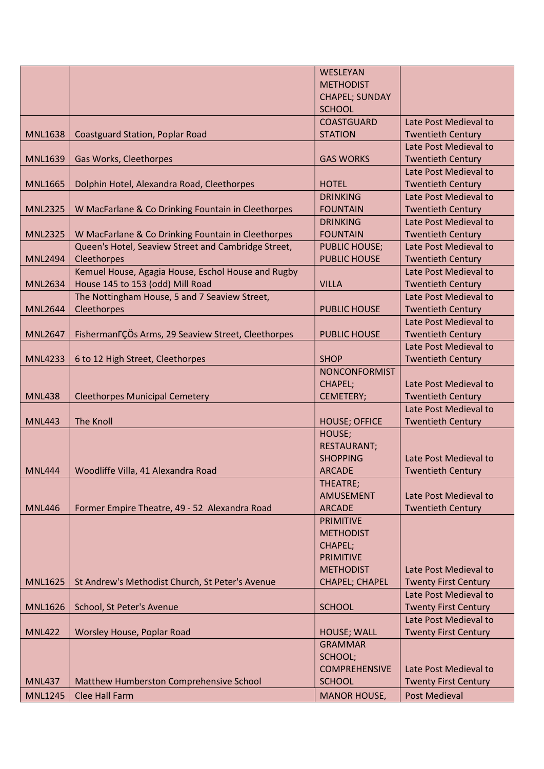| | | | |
|---|---|---|---|
| | | WESLEYAN METHODIST CHAPEL; SUNDAY SCHOOL | |
| MNL1638 | Coastguard Station, Poplar Road | COASTGUARD STATION | Late Post Medieval to Twentieth Century |
| MNL1639 | Gas Works, Cleethorpes | GAS WORKS | Late Post Medieval to Twentieth Century |
| MNL1665 | Dolphin Hotel, Alexandra Road, Cleethorpes | HOTEL | Late Post Medieval to Twentieth Century |
| MNL2325 | W MacFarlane & Co Drinking Fountain in Cleethorpes | DRINKING FOUNTAIN | Late Post Medieval to Twentieth Century |
| MNL2325 | W MacFarlane & Co Drinking Fountain in Cleethorpes | DRINKING FOUNTAIN | Late Post Medieval to Twentieth Century |
| MNL2494 | Queen's Hotel, Seaview Street and Cambridge Street, Cleethorpes | PUBLIC HOUSE; PUBLIC HOUSE | Late Post Medieval to Twentieth Century |
| MNL2634 | Kemuel House, Agagia House, Eschol House and Rugby House 145 to 153 (odd) Mill Road | VILLA | Late Post Medieval to Twentieth Century |
| MNL2644 | The Nottingham House, 5 and 7 Seaview Street, Cleethorpes | PUBLIC HOUSE | Late Post Medieval to Twentieth Century |
| MNL2647 | FishermanΓÇÖs Arms, 29 Seaview Street, Cleethorpes | PUBLIC HOUSE | Late Post Medieval to Twentieth Century |
| MNL4233 | 6 to 12 High Street, Cleethorpes | SHOP | Late Post Medieval to Twentieth Century |
| MNL438 | Cleethorpes Municipal Cemetery | NONCONFORMIST CHAPEL; CEMETERY; | Late Post Medieval to Twentieth Century |
| MNL443 | The Knoll | HOUSE; OFFICE | Late Post Medieval to Twentieth Century |
| MNL444 | Woodliffe Villa, 41 Alexandra Road | HOUSE; RESTAURANT; SHOPPING ARCADE | Late Post Medieval to Twentieth Century |
| MNL446 | Former Empire Theatre, 49 - 52 Alexandra Road | THEATRE; AMUSEMENT ARCADE | Late Post Medieval to Twentieth Century |
| MNL1625 | St Andrew's Methodist Church, St Peter's Avenue | PRIMITIVE METHODIST CHAPEL; PRIMITIVE METHODIST CHAPEL; CHAPEL | Late Post Medieval to Twenty First Century |
| MNL1626 | School, St Peter's Avenue | SCHOOL | Late Post Medieval to Twenty First Century |
| MNL422 | Worsley House, Poplar Road | HOUSE; WALL | Late Post Medieval to Twenty First Century |
| MNL437 | Matthew Humberston Comprehensive School | GRAMMAR SCHOOL; COMPREHENSIVE SCHOOL | Late Post Medieval to Twenty First Century |
| MNL1245 | Clee Hall Farm | MANOR HOUSE, | Post Medieval |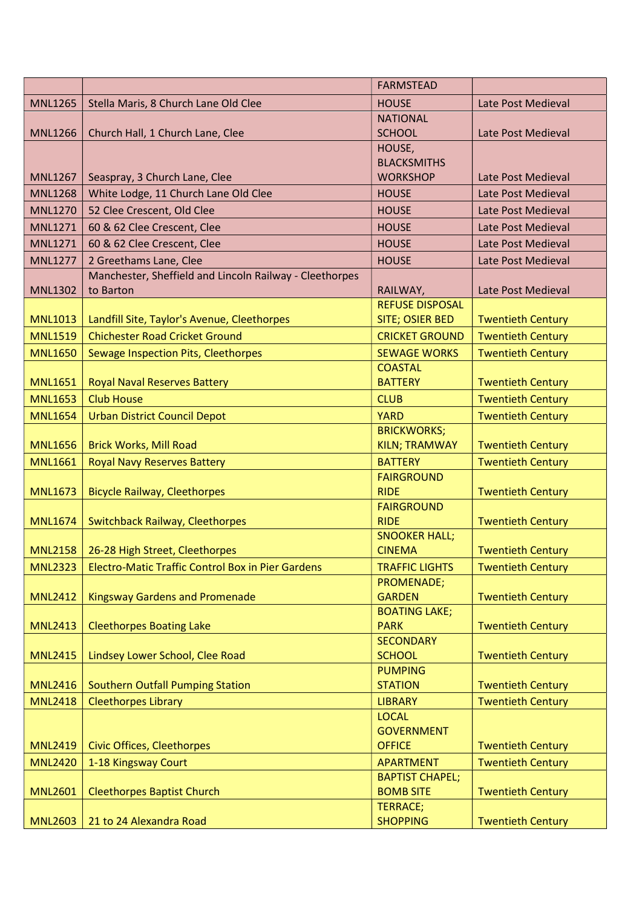| | | | |
|---|---|---|---|
| | | FARMSTEAD | |
| MNL1265 | Stella Maris, 8 Church Lane Old Clee | HOUSE | Late Post Medieval |
| MNL1266 | Church Hall, 1 Church Lane, Clee | NATIONAL SCHOOL | Late Post Medieval |
| MNL1267 | Seaspray, 3 Church Lane, Clee | HOUSE, BLACKSMITHS WORKSHOP | Late Post Medieval |
| MNL1268 | White Lodge, 11 Church Lane Old Clee | HOUSE | Late Post Medieval |
| MNL1270 | 52 Clee Crescent, Old Clee | HOUSE | Late Post Medieval |
| MNL1271 | 60 & 62 Clee Crescent, Clee | HOUSE | Late Post Medieval |
| MNL1271 | 60 & 62 Clee Crescent, Clee | HOUSE | Late Post Medieval |
| MNL1277 | 2 Greethams Lane, Clee | HOUSE | Late Post Medieval |
| MNL1302 | Manchester, Sheffield and Lincoln Railway - Cleethorpes to Barton | RAILWAY, | Late Post Medieval |
| MNL1013 | Landfill Site, Taylor's Avenue, Cleethorpes | REFUSE DISPOSAL SITE; OSIER BED | Twentieth Century |
| MNL1519 | Chichester Road Cricket Ground | CRICKET GROUND | Twentieth Century |
| MNL1650 | Sewage Inspection Pits, Cleethorpes | SEWAGE WORKS | Twentieth Century |
| MNL1651 | Royal Naval Reserves Battery | COASTAL BATTERY | Twentieth Century |
| MNL1653 | Club House | CLUB | Twentieth Century |
| MNL1654 | Urban District Council Depot | YARD | Twentieth Century |
| MNL1656 | Brick Works, Mill Road | BRICKWORKS; KILN; TRAMWAY | Twentieth Century |
| MNL1661 | Royal Navy Reserves Battery | BATTERY | Twentieth Century |
| MNL1673 | Bicycle Railway, Cleethorpes | FAIRGROUND RIDE | Twentieth Century |
| MNL1674 | Switchback Railway, Cleethorpes | FAIRGROUND RIDE | Twentieth Century |
| MNL2158 | 26-28 High Street, Cleethorpes | SNOOKER HALL; CINEMA | Twentieth Century |
| MNL2323 | Electro-Matic Traffic Control Box in Pier Gardens | TRAFFIC LIGHTS | Twentieth Century |
| MNL2412 | Kingsway Gardens and Promenade | PROMENADE; GARDEN | Twentieth Century |
| MNL2413 | Cleethorpes Boating Lake | BOATING LAKE; PARK | Twentieth Century |
| MNL2415 | Lindsey Lower School, Clee Road | SECONDARY SCHOOL | Twentieth Century |
| MNL2416 | Southern Outfall Pumping Station | PUMPING STATION | Twentieth Century |
| MNL2418 | Cleethorpes Library | LIBRARY | Twentieth Century |
| MNL2419 | Civic Offices, Cleethorpes | LOCAL GOVERNMENT OFFICE | Twentieth Century |
| MNL2420 | 1-18 Kingsway Court | APARTMENT | Twentieth Century |
| MNL2601 | Cleethorpes Baptist Church | BAPTIST CHAPEL; BOMB SITE | Twentieth Century |
| MNL2603 | 21 to 24 Alexandra Road | TERRACE; SHOPPING | Twentieth Century |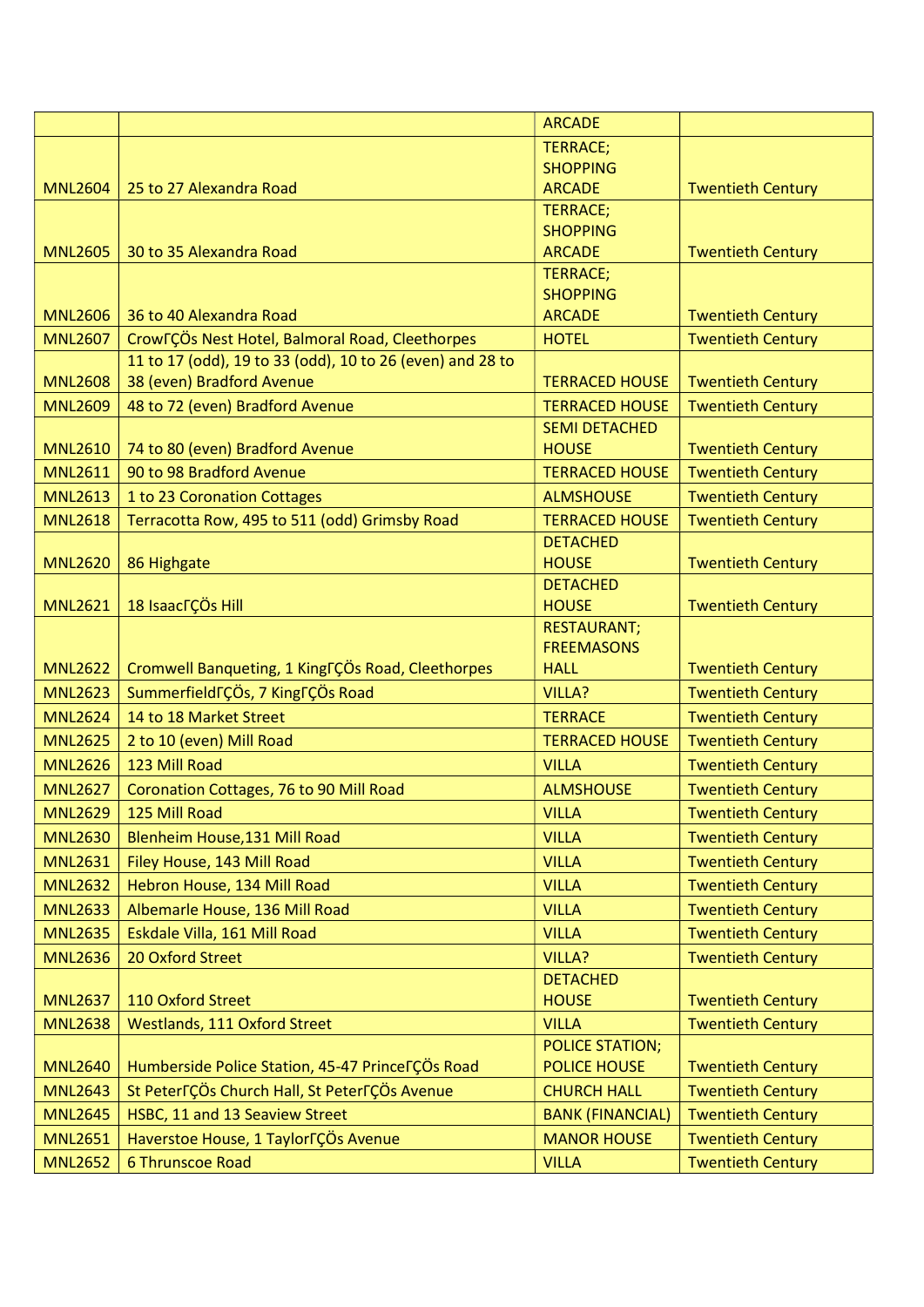| | | | |
|---|---|---|---|
| | | ARCADE | |
| MNL2604 | 25 to 27 Alexandra Road | TERRACE; SHOPPING ARCADE | Twentieth Century |
| MNL2605 | 30 to 35 Alexandra Road | TERRACE; SHOPPING ARCADE | Twentieth Century |
| MNL2606 | 36 to 40 Alexandra Road | TERRACE; SHOPPING ARCADE | Twentieth Century |
| MNL2607 | CrowΓÇÖs Nest Hotel, Balmoral Road, Cleethorpes | HOTEL | Twentieth Century |
| MNL2608 | 11 to 17 (odd), 19 to 33 (odd), 10 to 26 (even) and 28 to 38 (even) Bradford Avenue | TERRACED HOUSE | Twentieth Century |
| MNL2609 | 48 to 72 (even) Bradford Avenue | TERRACED HOUSE | Twentieth Century |
| MNL2610 | 74 to 80 (even) Bradford Avenue | SEMI DETACHED HOUSE | Twentieth Century |
| MNL2611 | 90 to 98 Bradford Avenue | TERRACED HOUSE | Twentieth Century |
| MNL2613 | 1 to 23 Coronation Cottages | ALMSHOUSE | Twentieth Century |
| MNL2618 | Terracotta Row, 495 to 511 (odd) Grimsby Road | TERRACED HOUSE | Twentieth Century |
| MNL2620 | 86 Highgate | DETACHED HOUSE | Twentieth Century |
| MNL2621 | 18 IsaacΓÇÖs Hill | DETACHED HOUSE | Twentieth Century |
| MNL2622 | Cromwell Banqueting, 1 KingΓÇÖs Road, Cleethorpes | RESTAURANT; FREEMASONS HALL | Twentieth Century |
| MNL2623 | SummerfieldΓÇÖs, 7 KingΓÇÖs Road | VILLA? | Twentieth Century |
| MNL2624 | 14 to 18 Market Street | TERRACE | Twentieth Century |
| MNL2625 | 2 to 10 (even) Mill Road | TERRACED HOUSE | Twentieth Century |
| MNL2626 | 123 Mill Road | VILLA | Twentieth Century |
| MNL2627 | Coronation Cottages, 76 to 90 Mill Road | ALMSHOUSE | Twentieth Century |
| MNL2629 | 125 Mill Road | VILLA | Twentieth Century |
| MNL2630 | Blenheim House,131 Mill Road | VILLA | Twentieth Century |
| MNL2631 | Filey House, 143 Mill Road | VILLA | Twentieth Century |
| MNL2632 | Hebron House, 134 Mill Road | VILLA | Twentieth Century |
| MNL2633 | Albemarle House, 136 Mill Road | VILLA | Twentieth Century |
| MNL2635 | Eskdale Villa, 161 Mill Road | VILLA | Twentieth Century |
| MNL2636 | 20 Oxford Street | VILLA? | Twentieth Century |
| MNL2637 | 110 Oxford Street | DETACHED HOUSE | Twentieth Century |
| MNL2638 | Westlands, 111 Oxford Street | VILLA | Twentieth Century |
| MNL2640 | Humberside Police Station, 45-47 PrinceΓÇÖs Road | POLICE STATION; POLICE HOUSE | Twentieth Century |
| MNL2643 | St PeterΓÇÖs Church Hall, St PeterΓÇÖs Avenue | CHURCH HALL | Twentieth Century |
| MNL2645 | HSBC, 11 and 13 Seaview Street | BANK (FINANCIAL) | Twentieth Century |
| MNL2651 | Haverstoe House, 1 TaylorΓÇÖs Avenue | MANOR HOUSE | Twentieth Century |
| MNL2652 | 6 Thrunscoe Road | VILLA | Twentieth Century |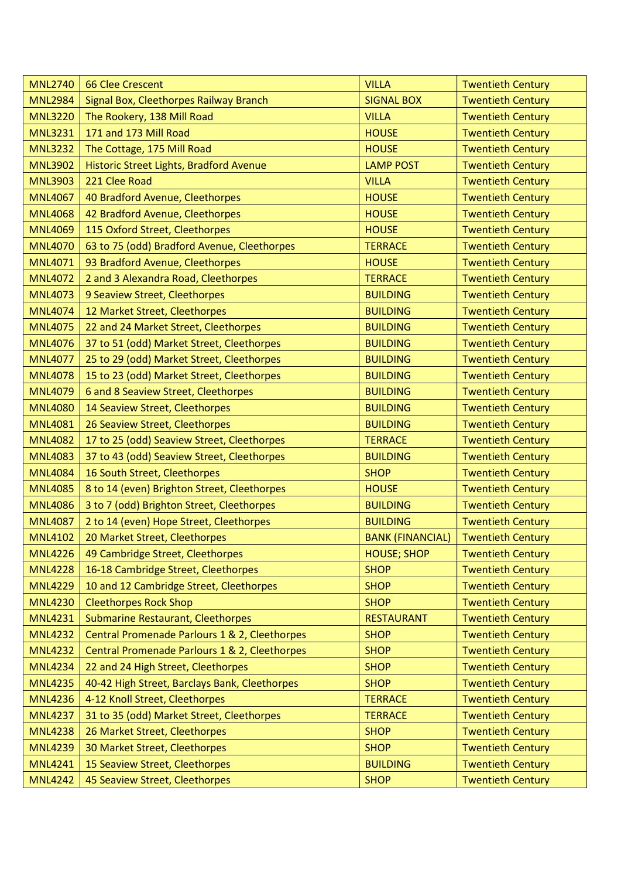| MNL2740 | 66 Clee Crescent | VILLA | Twentieth Century |
|---|---|---|---|
| MNL2984 | Signal Box, Cleethorpes Railway Branch | SIGNAL BOX | Twentieth Century |
| MNL3220 | The Rookery, 138 Mill Road | VILLA | Twentieth Century |
| MNL3231 | 171 and 173 Mill Road | HOUSE | Twentieth Century |
| MNL3232 | The Cottage, 175 Mill Road | HOUSE | Twentieth Century |
| MNL3902 | Historic Street Lights, Bradford Avenue | LAMP POST | Twentieth Century |
| MNL3903 | 221 Clee Road | VILLA | Twentieth Century |
| MNL4067 | 40 Bradford Avenue, Cleethorpes | HOUSE | Twentieth Century |
| MNL4068 | 42 Bradford Avenue, Cleethorpes | HOUSE | Twentieth Century |
| MNL4069 | 115 Oxford Street, Cleethorpes | HOUSE | Twentieth Century |
| MNL4070 | 63 to 75 (odd) Bradford Avenue, Cleethorpes | TERRACE | Twentieth Century |
| MNL4071 | 93 Bradford Avenue, Cleethorpes | HOUSE | Twentieth Century |
| MNL4072 | 2 and 3 Alexandra Road, Cleethorpes | TERRACE | Twentieth Century |
| MNL4073 | 9 Seaview Street, Cleethorpes | BUILDING | Twentieth Century |
| MNL4074 | 12 Market Street, Cleethorpes | BUILDING | Twentieth Century |
| MNL4075 | 22 and 24 Market Street, Cleethorpes | BUILDING | Twentieth Century |
| MNL4076 | 37 to 51 (odd) Market Street, Cleethorpes | BUILDING | Twentieth Century |
| MNL4077 | 25 to 29 (odd) Market Street, Cleethorpes | BUILDING | Twentieth Century |
| MNL4078 | 15 to 23 (odd) Market Street, Cleethorpes | BUILDING | Twentieth Century |
| MNL4079 | 6 and 8 Seaview Street, Cleethorpes | BUILDING | Twentieth Century |
| MNL4080 | 14 Seaview Street, Cleethorpes | BUILDING | Twentieth Century |
| MNL4081 | 26 Seaview Street, Cleethorpes | BUILDING | Twentieth Century |
| MNL4082 | 17 to 25 (odd) Seaview Street, Cleethorpes | TERRACE | Twentieth Century |
| MNL4083 | 37 to 43 (odd) Seaview Street, Cleethorpes | BUILDING | Twentieth Century |
| MNL4084 | 16 South Street, Cleethorpes | SHOP | Twentieth Century |
| MNL4085 | 8 to 14 (even) Brighton Street, Cleethorpes | HOUSE | Twentieth Century |
| MNL4086 | 3 to 7 (odd) Brighton Street, Cleethorpes | BUILDING | Twentieth Century |
| MNL4087 | 2 to 14 (even) Hope Street, Cleethorpes | BUILDING | Twentieth Century |
| MNL4102 | 20 Market Street, Cleethorpes | BANK (FINANCIAL) | Twentieth Century |
| MNL4226 | 49 Cambridge Street, Cleethorpes | HOUSE; SHOP | Twentieth Century |
| MNL4228 | 16-18 Cambridge Street, Cleethorpes | SHOP | Twentieth Century |
| MNL4229 | 10 and 12 Cambridge Street, Cleethorpes | SHOP | Twentieth Century |
| MNL4230 | Cleethorpes Rock Shop | SHOP | Twentieth Century |
| MNL4231 | Submarine Restaurant, Cleethorpes | RESTAURANT | Twentieth Century |
| MNL4232 | Central Promenade Parlours 1 & 2, Cleethorpes | SHOP | Twentieth Century |
| MNL4232 | Central Promenade Parlours 1 & 2, Cleethorpes | SHOP | Twentieth Century |
| MNL4234 | 22 and 24 High Street, Cleethorpes | SHOP | Twentieth Century |
| MNL4235 | 40-42 High Street, Barclays Bank, Cleethorpes | SHOP | Twentieth Century |
| MNL4236 | 4-12 Knoll Street, Cleethorpes | TERRACE | Twentieth Century |
| MNL4237 | 31 to 35 (odd) Market Street, Cleethorpes | TERRACE | Twentieth Century |
| MNL4238 | 26 Market Street, Cleethorpes | SHOP | Twentieth Century |
| MNL4239 | 30 Market Street, Cleethorpes | SHOP | Twentieth Century |
| MNL4241 | 15 Seaview Street, Cleethorpes | BUILDING | Twentieth Century |
| MNL4242 | 45 Seaview Street, Cleethorpes | SHOP | Twentieth Century |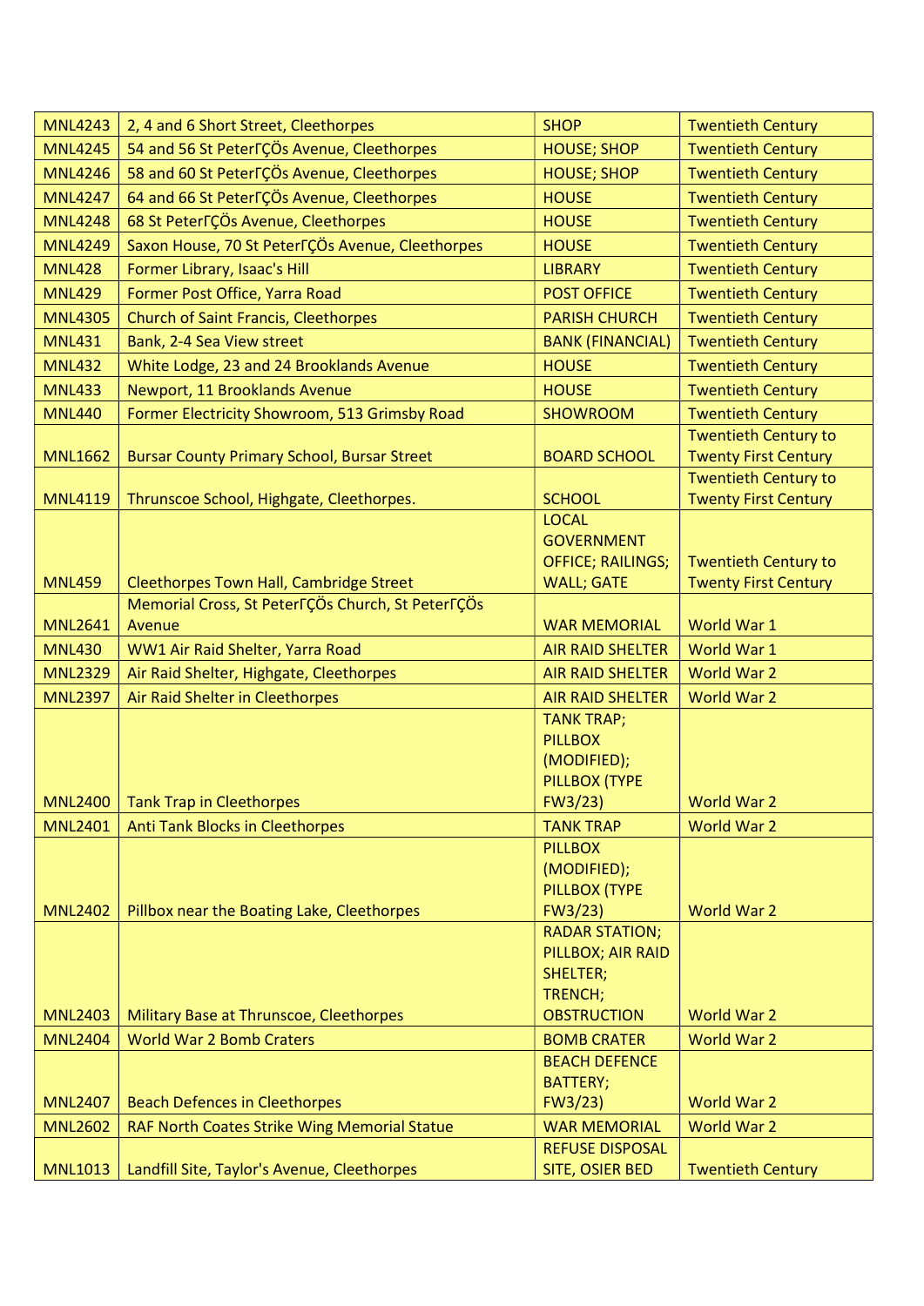| | | | |
|---|---|---|---|
| MNL4243 | 2, 4 and 6 Short Street, Cleethorpes | SHOP | Twentieth Century |
| MNL4245 | 54 and 56 St PeterΓÇÖs Avenue, Cleethorpes | HOUSE; SHOP | Twentieth Century |
| MNL4246 | 58 and 60 St PeterΓÇÖs Avenue, Cleethorpes | HOUSE; SHOP | Twentieth Century |
| MNL4247 | 64 and 66 St PeterΓÇÖs Avenue, Cleethorpes | HOUSE | Twentieth Century |
| MNL4248 | 68 St PeterΓÇÖs Avenue, Cleethorpes | HOUSE | Twentieth Century |
| MNL4249 | Saxon House, 70 St PeterΓÇÖs Avenue, Cleethorpes | HOUSE | Twentieth Century |
| MNL428 | Former Library, Isaac's Hill | LIBRARY | Twentieth Century |
| MNL429 | Former Post Office, Yarra Road | POST OFFICE | Twentieth Century |
| MNL4305 | Church of Saint Francis, Cleethorpes | PARISH CHURCH | Twentieth Century |
| MNL431 | Bank, 2-4 Sea View street | BANK (FINANCIAL) | Twentieth Century |
| MNL432 | White Lodge, 23 and 24 Brooklands Avenue | HOUSE | Twentieth Century |
| MNL433 | Newport, 11 Brooklands Avenue | HOUSE | Twentieth Century |
| MNL440 | Former Electricity Showroom, 513 Grimsby Road | SHOWROOM | Twentieth Century |
| MNL1662 | Bursar County Primary School, Bursar Street | BOARD SCHOOL | Twentieth Century to Twenty First Century |
| MNL4119 | Thrunscoe School, Highgate, Cleethorpes. | SCHOOL | Twentieth Century to Twenty First Century |
| MNL459 | Cleethorpes Town Hall, Cambridge Street | LOCAL GOVERNMENT OFFICE; RAILINGS; WALL; GATE | Twentieth Century to Twenty First Century |
| MNL2641 | Memorial Cross, St PeterΓÇÖs Church, St PeterΓÇÖs Avenue | WAR MEMORIAL | World War 1 |
| MNL430 | WW1 Air Raid Shelter, Yarra Road | AIR RAID SHELTER | World War 1 |
| MNL2329 | Air Raid Shelter, Highgate, Cleethorpes | AIR RAID SHELTER | World War 2 |
| MNL2397 | Air Raid Shelter in Cleethorpes | AIR RAID SHELTER | World War 2 |
| MNL2400 | Tank Trap in Cleethorpes | TANK TRAP; PILLBOX (MODIFIED); PILLBOX (TYPE FW3/23) | World War 2 |
| MNL2401 | Anti Tank Blocks in Cleethorpes | TANK TRAP | World War 2 |
| MNL2402 | Pillbox near the Boating Lake, Cleethorpes | PILLBOX (MODIFIED); PILLBOX (TYPE FW3/23) | World War 2 |
| MNL2403 | Military Base at Thrunscoe, Cleethorpes | RADAR STATION; PILLBOX; AIR RAID SHELTER; TRENCH; OBSTRUCTION | World War 2 |
| MNL2404 | World War 2 Bomb Craters | BOMB CRATER | World War 2 |
| MNL2407 | Beach Defences in Cleethorpes | BEACH DEFENCE BATTERY; FW3/23) | World War 2 |
| MNL2602 | RAF North Coates Strike Wing Memorial Statue | WAR MEMORIAL | World War 2 |
| MNL1013 | Landfill Site, Taylor's Avenue, Cleethorpes | REFUSE DISPOSAL SITE, OSIER BED | Twentieth Century |